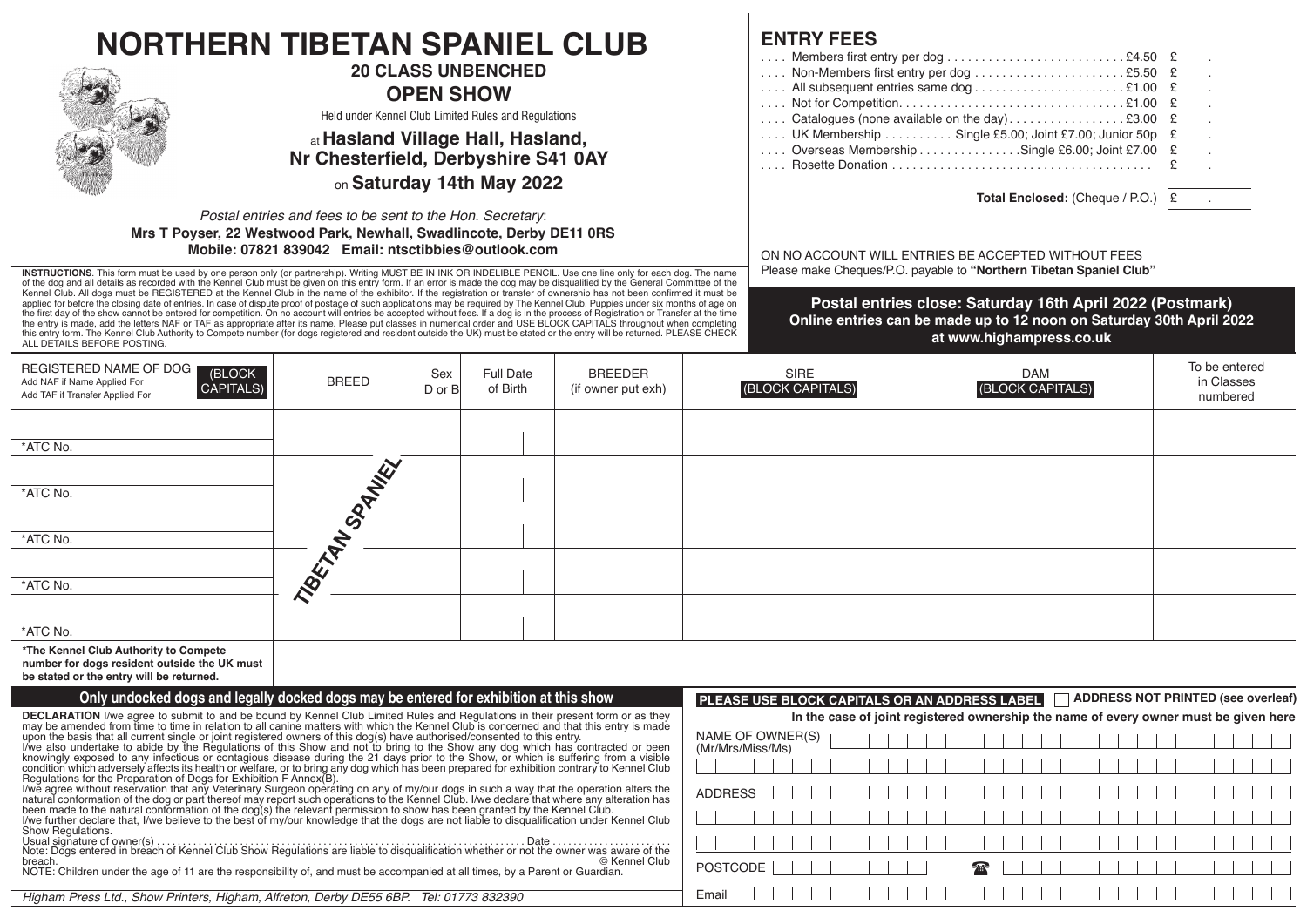# NORTHERN TIBETAN SPANIEL CLUB

## 20 CLASS UNBENCHED

## OPEN SHOW

Held under Kennel Club Limited Rules and Regulations

at **Hasland Village Hall, Hasland, Nr Chesterfield, Derbyshire S41 0AY**

on **Saturday 14th May 2022**

*Postal entries and fees to be sent to the Hon. Secretary*:

**Mrs T Poyser, 22 Westwood Park, Newhall, Swadlincote, Derby DE11 0RS**

**Mobile: 07821 839042 Email: ntsctibbies@outlook.com**

**INSTRUCTIONS**. This form must be used by one person only (or partnership). Writing MUST BE IN INK OR INDELIBLE PENCIL. Use one line only for each dog. The name of the dog and all details as recorded with the Kennel Club must be given on this entry form. If an error is made the dog may be disqualified by the General Committee of the Kennel Club. All dogs must be REGISTERED at the Kennel Club in the name of the exhibitor. If the registration or transfer of ownership has not been confirmed it must be applied for before the closing date of entries. In case of dispute proof of postage of such applications may be required by The Kennel Club. Puppies under six months of age on the first day of the show cannot be entered for competition. On no account will entries be accepted without fees. If a dog is in the process of Registration or Transfer at the time the entry is made, add the letters NAF or TAF as appropriate after its name. Please put classes in numerical order and USE BLOCK CAPITALS throughout when completing this entry form. The Kennel Club Authority to Compete number (for dogs registered and resident outside the UK) must be stated or the entry will be returned. PLEASE CHECK ALL DETAILS BEFORE POSTING.

## ENTRY FEES

| | | |
|---|---|---|
| .... Members first entry per dog | £4.50 | £ . |
| .... Non-Members first entry per dog | £5.50 | £ . |
| .... All subsequent entries same dog | £1.00 | £ . |
| .... Not for Competition | £1.00 | £ . |
| .... Catalogues (none available on the day) | £3.00 | £ . |
| .... UK Membership | Single £5.00; Joint £7.00; Junior 50p | £ . |
| .... Overseas Membership | Single £6.00; Joint £7.00 | £ . |
| .... Rosette Donation | | £ . |
| **Total Enclosed:** (Cheque / P.O.) | | £ . |

ON NO ACCOUNT WILL ENTRIES BE ACCEPTED WITHOUT FEES

Please make Cheques/P.O. payable to **"Northern Tibetan Spaniel Club"**

**Postal entries close: Saturday 16th April 2022 (Postmark)**

**Online entries can be made up to 12 noon on Saturday 30th April 2022 at www.highampress.co.uk**

| REGISTERED NAME OF DOG (BLOCK CAPITALS) Add NAF if Name Applied For Add TAF if Transfer Applied For | BREED | Sex D or B | Full Date of Birth | BREEDER (if owner put exh) | SIRE (BLOCK CAPITALS) | DAM (BLOCK CAPITALS) | To be entered in Classes numbered |
|---|---|---|---|---|---|---|---|
| *ATC No. | TIBETAN SPANIEL | | | | | | |
| *ATC No. | | | | | | | |
| *ATC No. | | | | | | | |
| *ATC No. | | | | | | | |
| *ATC No. | | | | | | | |

**\*The Kennel Club Authority to Compete number for dogs resident outside the UK must be stated or the entry will be returned.**

**Only undocked dogs and legally docked dogs may be entered for exhibition at this show**

**DECLARATION** I/we agree to submit to and be bound by Kennel Club Limited Rules and Regulations in their present form or as they may be amended from time to time in relation to all canine matters with which the Kennel Club is concerned and that this entry is made upon the basis that all current single or joint registered owners of this dog(s) have authorised/consented to this entry.

I/we also undertake to abide by the Regulations of this Show and not to bring to the Show any dog which has contracted or been knowingly exposed to any infectious or contagious disease during the 21 days prior to the Show, or which is suffering from a visible condition which adversely affects its health or welfare, or to bring any dog which has been prepared for exhibition contrary to Kennel Club Regulations for the Preparation of Dogs for Exhibition F Annex(B).

I/we agree without reservation that any Veterinary Surgeon operating on any of my/our dogs in such a way that the operation alters the natural conformation of the dog or part thereof may report such operations to the Kennel Club. I/we declare that where any alteration has been made to the natural conformation of the dog(s) the relevant permission to show has been granted by the Kennel Club.

I/we further declare that, I/we believe to the best of my/our knowledge that the dogs are not liable to disqualification under Kennel Club Show Regulations.

Usual signature of owner(s) .................................................. Date ..........................

Note: Dogs entered in breach of Kennel Club Show Regulations are liable to disqualification whether or not the owner was aware of the breach. © Kennel Club

NOTE: Children under the age of 11 are the responsibility of, and must be accompanied at all times, by a Parent or Guardian.

**PLEASE USE BLOCK CAPITALS OR AN ADDRESS LABEL** ☐ **ADDRESS NOT PRINTED (see overleaf)**

**In the case of joint registered ownership the name of every owner must be given here**

NAME OF OWNER(S) (Mr/Mrs/Miss/Ms)

ADDRESS

POSTCODE ☎

Email

*Higham Press Ltd., Show Printers, Higham, Alfreton, Derby DE55 6BP. Tel: 01773 832390*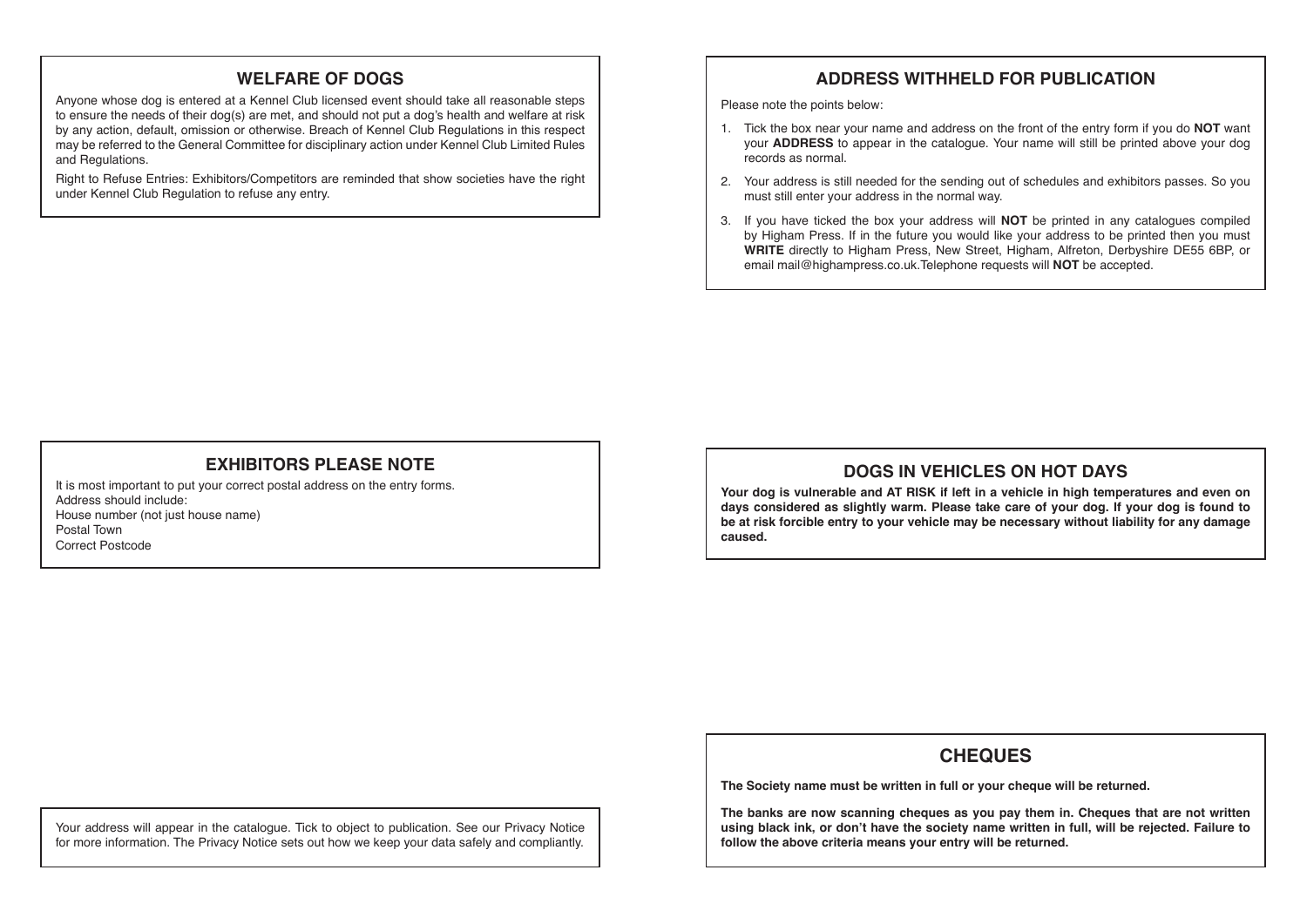## WELFARE OF DOGS

Anyone whose dog is entered at a Kennel Club licensed event should take all reasonable steps to ensure the needs of their dog(s) are met, and should not put a dog's health and welfare at risk by any action, default, omission or otherwise. Breach of Kennel Club Regulations in this respect may be referred to the General Committee for disciplinary action under Kennel Club Limited Rules and Regulations.

Right to Refuse Entries: Exhibitors/Competitors are reminded that show societies have the right under Kennel Club Regulation to refuse any entry.

## EXHIBITORS PLEASE NOTE

It is most important to put your correct postal address on the entry forms.
Address should include:
House number (not just house name)
Postal Town
Correct Postcode

Your address will appear in the catalogue. Tick to object to publication. See our Privacy Notice for more information. The Privacy Notice sets out how we keep your data safely and compliantly.

## ADDRESS WITHHELD FOR PUBLICATION

Please note the points below:

1. Tick the box near your name and address on the front of the entry form if you do **NOT** want your **ADDRESS** to appear in the catalogue. Your name will still be printed above your dog records as normal.
2. Your address is still needed for the sending out of schedules and exhibitors passes. So you must still enter your address in the normal way.
3. If you have ticked the box your address will **NOT** be printed in any catalogues compiled by Higham Press. If in the future you would like your address to be printed then you must **WRITE** directly to Higham Press, New Street, Higham, Alfreton, Derbyshire DE55 6BP, or email mail@highampress.co.uk.Telephone requests will **NOT** be accepted.

## DOGS IN VEHICLES ON HOT DAYS

**Your dog is vulnerable and AT RISK if left in a vehicle in high temperatures and even on days considered as slightly warm. Please take care of your dog. If your dog is found to be at risk forcible entry to your vehicle may be necessary without liability for any damage caused.**

## CHEQUES

**The Society name must be written in full or your cheque will be returned.**

**The banks are now scanning cheques as you pay them in. Cheques that are not written using black ink, or don't have the society name written in full, will be rejected. Failure to follow the above criteria means your entry will be returned.**